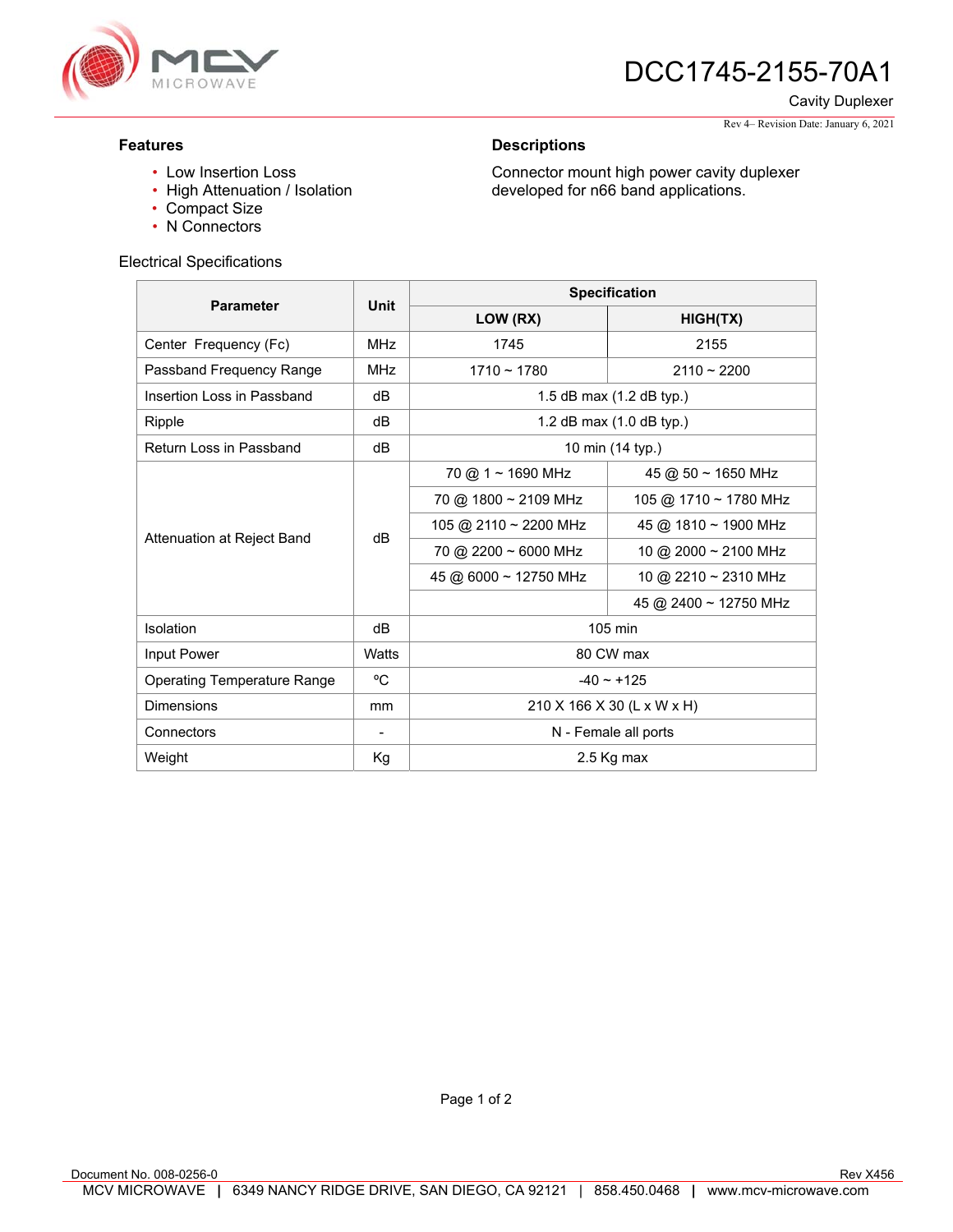# DCC1745-2155-70A1

Cavity Duplexer

Rev 4– Revision Date: January 6, 2021

## Features

- Low Insertion Loss
- High Attenuation / Isolation
- Compact Size
- N Connectors

## Descriptions

Connector mount high power cavity duplexer developed for n66 band applications.

Electrical Specifications

| Parameter | Unit | Specification | |
|---|---|---|---|
| | | **LOW (RX)** | **HIGH(TX)** |
| Center Frequency (Fc) | MHz | 1745 | 2155 |
| Passband Frequency Range | MHz | 1710 ~ 1780 | 2110 ~ 2200 |
| Insertion Loss in Passband | dB | 1.5 dB max (1.2 dB typ.) | |
| Ripple | dB | 1.2 dB max (1.0 dB typ.) | |
| Return Loss in Passband | dB | 10 min (14 typ.) | |
| Attenuation at Reject Band | dB | 70 @ 1 ~ 1690 MHz | 45 @ 50 ~ 1650 MHz |
| | | 70 @ 1800 ~ 2109 MHz | 105 @ 1710 ~ 1780 MHz |
| | | 105 @ 2110 ~ 2200 MHz | 45 @ 1810 ~ 1900 MHz |
| | | 70 @ 2200 ~ 6000 MHz | 10 @ 2000 ~ 2100 MHz |
| | | 45 @ 6000 ~ 12750 MHz | 10 @ 2210 ~ 2310 MHz |
| | | | 45 @ 2400 ~ 12750 MHz |
| Isolation | dB | 105 min | |
| Input Power | Watts | 80 CW max | |
| Operating Temperature Range | °C | -40 ~ +125 | |
| Dimensions | mm | 210 X 166 X 30 (L x W x H) | |
| Connectors | - | N - Female all ports | |
| Weight | Kg | 2.5 Kg max | |

Document No. 008-0256-0

Rev X456

MCV MICROWAVE | 6349 NANCY RIDGE DRIVE, SAN DIEGO, CA 92121 | 858.450.0468 | www.mcv-microwave.com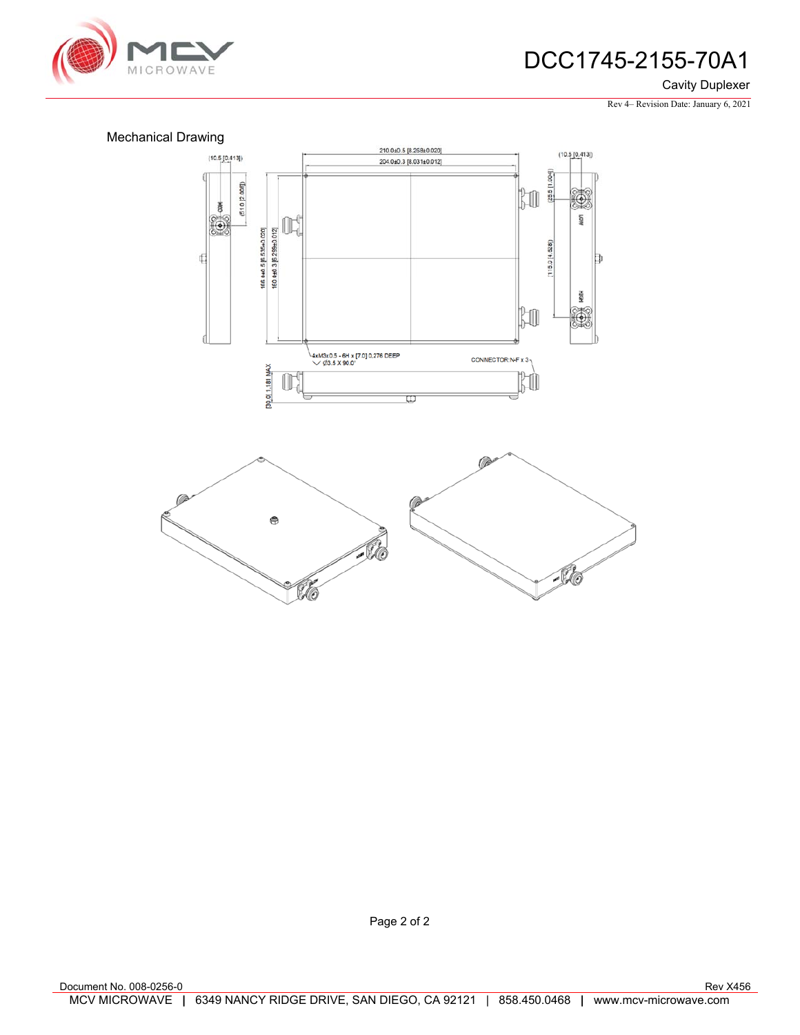# DCC1745-2155-70A1

Cavity Duplexer

Rev 4– Revision Date: January 6, 2021

## Mechanical Drawing

210.0±0.5 [8.268±0.020]

204.0±0.3 [8.031±0.012]

(10.5 [0.413])

(10.5 [0.413])

(51.0 [2.008])

(25.5 [1.004])

(115.0 [4.528])

166.6±0.5 [6.535±0.020]

160.6±0.3 [6.299±0.012]

COM

LOW

HIGH

4xM3x0.5 - 6H x [7.0] 0.276 DEEP
⌵ Ø3.5 X 90.0°

CONNECTOR:N-F x 3

[30.0] 1.181 MAX

Document No. 008-0256-0

Rev X456

MCV MICROWAVE | 6349 NANCY RIDGE DRIVE, SAN DIEGO, CA 92121 | 858.450.0468 | www.mcv-microwave.com